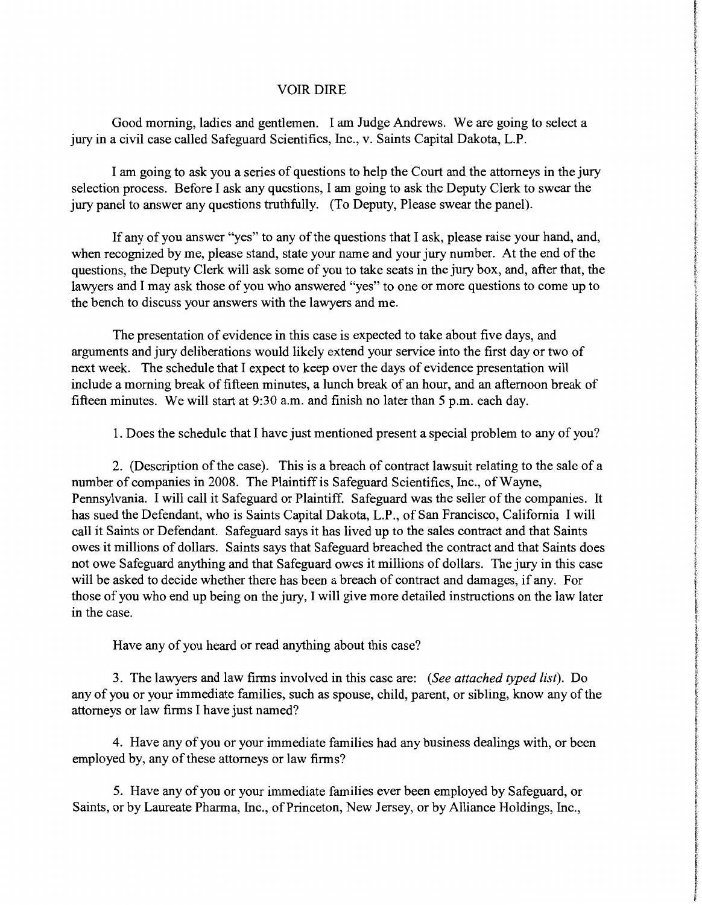# VOIR DIRE

Good morning, ladies and gentlemen. I am Judge Andrews. We are going to select a jury in a civil case called Safeguard Scientifics, Inc., v. Saints Capital Dakota, L.P.

I am going to ask you a series of questions to help the Court and the attorneys in the jury selection process. Before I ask any questions, I am going to ask the Deputy Clerk to swear the jury panel to answer any questions truthfully. (To Deputy, Please swear the panel).

If any of you answer "yes" to any of the questions that I ask, please raise your hand, and, when recognized by me, please stand, state your name and your jury number. At the end of the questions, the Deputy Clerk will ask some of you to take seats in the jury box, and, after that, the lawyers and I may ask those of you who answered "yes" to one or more questions to come up to the bench to discuss your answers with the lawyers and me.

The presentation of evidence in this case is expected to take about five days, and arguments and jury deliberations would likely extend your service into the first day or two of next week. The schedule that I expect to keep over the days of evidence presentation will include a morning break of fifteen minutes, a lunch break of an hour, and an afternoon break of fifteen minutes. We will start at 9:30 a.m. and finish no later than 5 p.m. each day.

1. Does the schedule that I have just mentioned present a special problem to any of you?

2. (Description of the case). This is a breach of contract lawsuit relating to the sale of a number of companies in 2008. The Plaintiff is Safeguard Scientifics, Inc., of Wayne, Pennsylvania. I will call it Safeguard or Plaintiff. Safeguard was the seller of the companies. It has sued the Defendant, who is Saints Capital Dakota, L.P., of San Francisco, California I will call it Saints or Defendant. Safeguard says it has lived up to the sales contract and that Saints owes it millions of dollars. Saints says that Safeguard breached the contract and that Saints does not owe Safeguard anything and that Safeguard owes it millions of dollars. The jury in this case will be asked to decide whether there has been a breach of contract and damages, if any. For those of you who end up being on the jury, I will give more detailed instructions on the law later in the case.

Have any of you heard or read anything about this case?

3. The lawyers and law firms involved in this case are: *(See attached typed list)*. Do any of you or your immediate families, such as spouse, child, parent, or sibling, know any of the attorneys or law firms I have just named?

4. Have any of you or your immediate families had any business dealings with, or been employed by, any of these attorneys or law firms?

5. Have any of you or your immediate families ever been employed by Safeguard, or Saints, or by Laureate Pharma, Inc., of Princeton, New Jersey, or by Alliance Holdings, Inc.,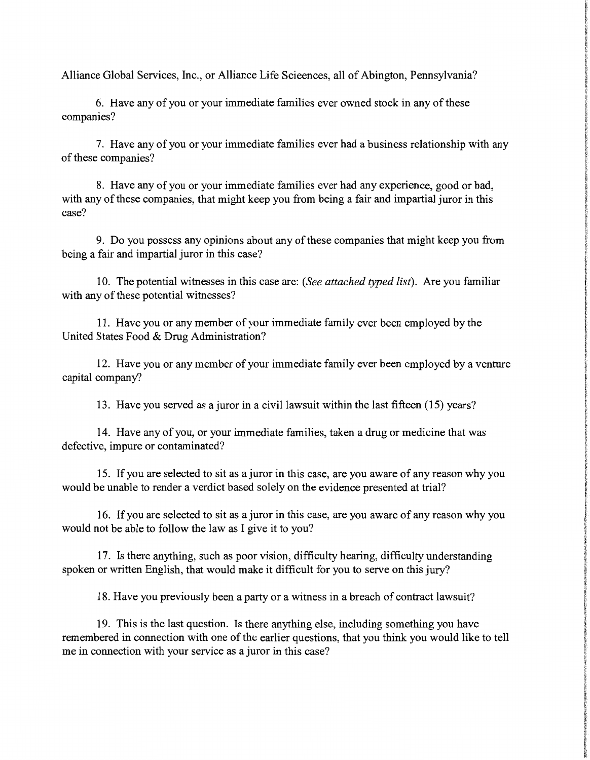Alliance Global Services, Inc., or Alliance Life Scieences, all of Abington, Pennsylvania?

6. Have any of you or your immediate families ever owned stock in any of these companies?

7. Have any of you or your immediate families ever had a business relationship with any of these companies?

8. Have any of you or your immediate families ever had any experience, good or bad, with any of these companies, that might keep you from being a fair and impartial juror in this case?

9. Do you possess any opinions about any of these companies that might keep you from being a fair and impartial juror in this case?

10. The potential witnesses in this case are: (*See attached typed list*). Are you familiar with any of these potential witnesses?

11. Have you or any member of your immediate family ever been employed by the United States Food & Drug Administration?

12. Have you or any member of your immediate family ever been employed by a venture capital company?

13. Have you served as a juror in a civil lawsuit within the last fifteen (15) years?

14. Have any of you, or your immediate families, taken a drug or medicine that was defective, impure or contaminated?

15. If you are selected to sit as a juror in this case, are you aware of any reason why you would be unable to render a verdict based solely on the evidence presented at trial?

16. If you are selected to sit as a juror in this case, are you aware of any reason why you would not be able to follow the law as I give it to you?

17. Is there anything, such as poor vision, difficulty hearing, difficulty understanding spoken or written English, that would make it difficult for you to serve on this jury?

18. Have you previously been a party or a witness in a breach of contract lawsuit?

19. This is the last question. Is there anything else, including something you have remembered in connection with one of the earlier questions, that you think you would like to tell me in connection with your service as a juror in this case?